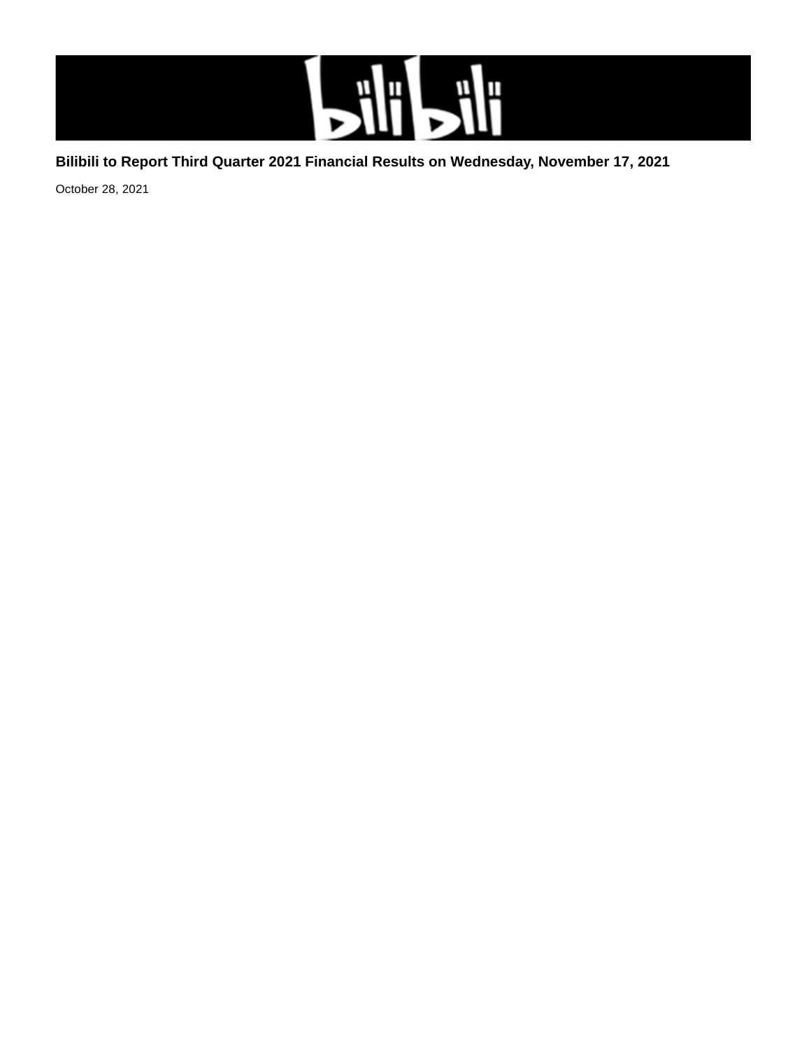# Bilibili to Report Third Quarter 2021 Financial Results on Wednesday, November 17, 2021

October 28, 2021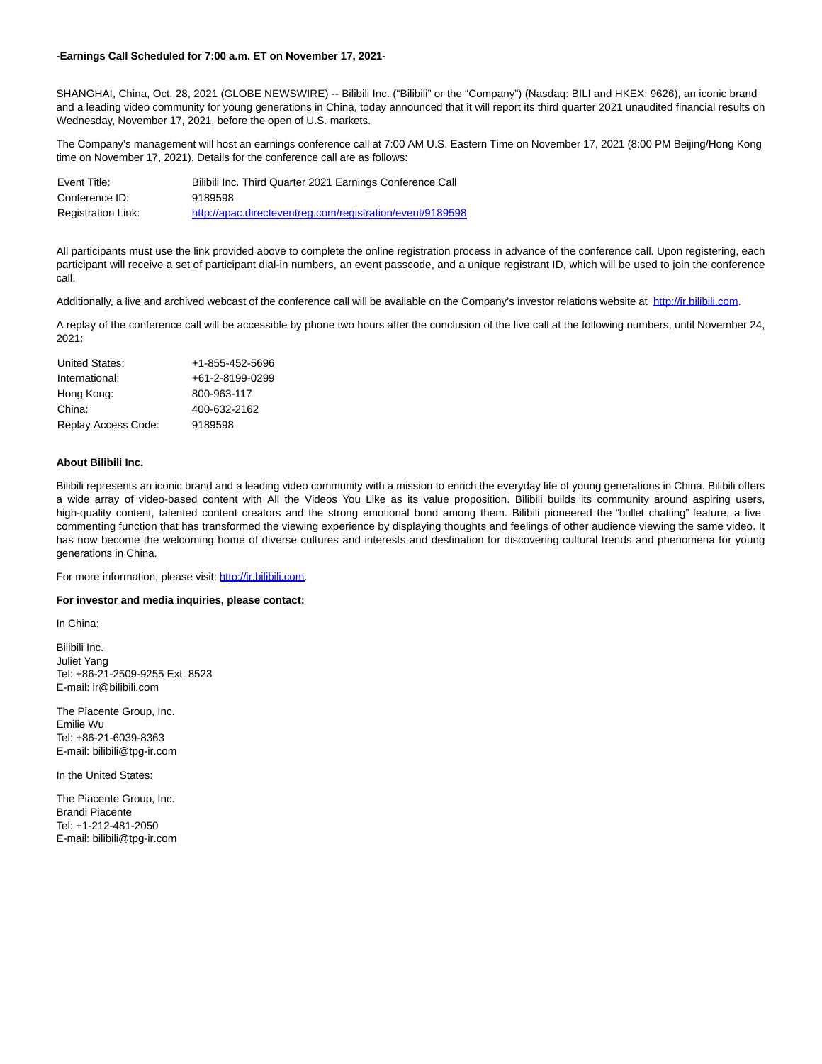**-Earnings Call Scheduled for 7:00 a.m. ET on November 17, 2021-**

SHANGHAI, China, Oct. 28, 2021 (GLOBE NEWSWIRE) -- Bilibili Inc. ("Bilibili" or the "Company") (Nasdaq: BILI and HKEX: 9626), an iconic brand and a leading video community for young generations in China, today announced that it will report its third quarter 2021 unaudited financial results on Wednesday, November 17, 2021, before the open of U.S. markets.

The Company's management will host an earnings conference call at 7:00 AM U.S. Eastern Time on November 17, 2021 (8:00 PM Beijing/Hong Kong time on November 17, 2021). Details for the conference call are as follows:

| | |
|---|---|
| Event Title: | Bilibili Inc. Third Quarter 2021 Earnings Conference Call |
| Conference ID: | 9189598 |
| Registration Link: | http://apac.directeventreg.com/registration/event/9189598 |

All participants must use the link provided above to complete the online registration process in advance of the conference call. Upon registering, each participant will receive a set of participant dial-in numbers, an event passcode, and a unique registrant ID, which will be used to join the conference call.

Additionally, a live and archived webcast of the conference call will be available on the Company's investor relations website at http://ir.bilibili.com.

A replay of the conference call will be accessible by phone two hours after the conclusion of the live call at the following numbers, until November 24, 2021:

| | |
|---|---|
| United States: | +1-855-452-5696 |
| International: | +61-2-8199-0299 |
| Hong Kong: | 800-963-117 |
| China: | 400-632-2162 |
| Replay Access Code: | 9189598 |

**About Bilibili Inc.**

Bilibili represents an iconic brand and a leading video community with a mission to enrich the everyday life of young generations in China. Bilibili offers a wide array of video-based content with All the Videos You Like as its value proposition. Bilibili builds its community around aspiring users, high-quality content, talented content creators and the strong emotional bond among them. Bilibili pioneered the "bullet chatting" feature, a live commenting function that has transformed the viewing experience by displaying thoughts and feelings of other audience viewing the same video. It has now become the welcoming home of diverse cultures and interests and destination for discovering cultural trends and phenomena for young generations in China.

For more information, please visit: http://ir.bilibili.com.

**For investor and media inquiries, please contact:**

In China:

Bilibili Inc.
Juliet Yang
Tel: +86-21-2509-9255 Ext. 8523
E-mail: ir@bilibili.com

The Piacente Group, Inc.
Emilie Wu
Tel: +86-21-6039-8363
E-mail: bilibili@tpg-ir.com

In the United States:

The Piacente Group, Inc.
Brandi Piacente
Tel: +1-212-481-2050
E-mail: bilibili@tpg-ir.com